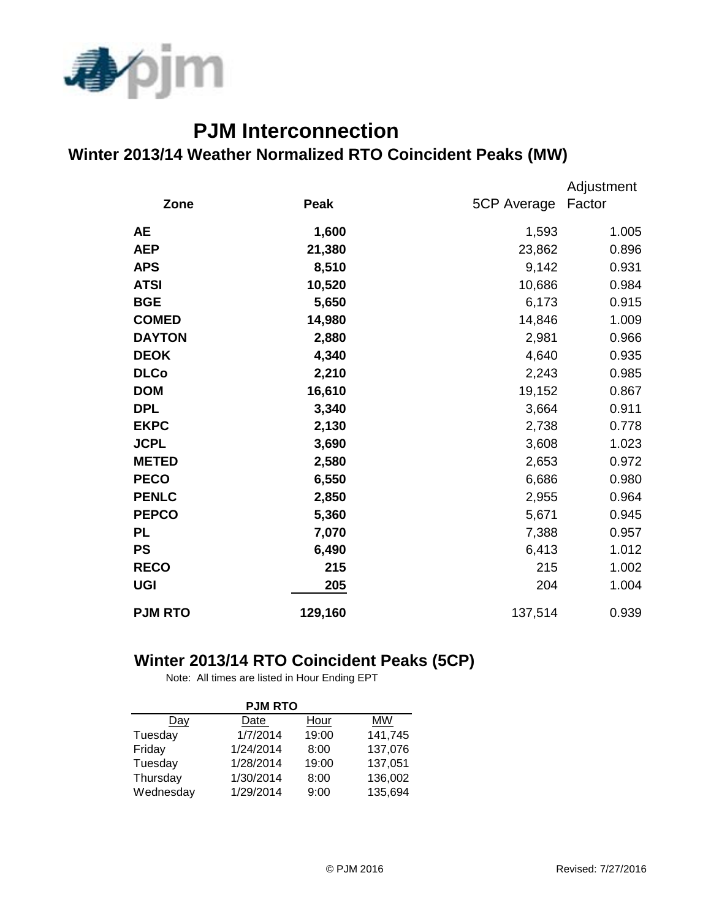# PJM Interconnection

## Winter 2013/14 Weather Normalized RTO Coincident Peaks (MW)

| Zone | Peak | 5CP Average | Adjustment Factor |
|---|---|---|---|
| **AE** | **1,600** | 1,593 | 1.005 |
| **AEP** | **21,380** | 23,862 | 0.896 |
| **APS** | **8,510** | 9,142 | 0.931 |
| **ATSI** | **10,520** | 10,686 | 0.984 |
| **BGE** | **5,650** | 6,173 | 0.915 |
| **COMED** | **14,980** | 14,846 | 1.009 |
| **DAYTON** | **2,880** | 2,981 | 0.966 |
| **DEOK** | **4,340** | 4,640 | 0.935 |
| **DLCo** | **2,210** | 2,243 | 0.985 |
| **DOM** | **16,610** | 19,152 | 0.867 |
| **DPL** | **3,340** | 3,664 | 0.911 |
| **EKPC** | **2,130** | 2,738 | 0.778 |
| **JCPL** | **3,690** | 3,608 | 1.023 |
| **METED** | **2,580** | 2,653 | 0.972 |
| **PECO** | **6,550** | 6,686 | 0.980 |
| **PENLC** | **2,850** | 2,955 | 0.964 |
| **PEPCO** | **5,360** | 5,671 | 0.945 |
| **PL** | **7,070** | 7,388 | 0.957 |
| **PS** | **6,490** | 6,413 | 1.012 |
| **RECO** | **215** | 215 | 1.002 |
| **UGI** | **205** | 204 | 1.004 |
| **PJM RTO** | **129,160** | 137,514 | 0.939 |

## Winter 2013/14 RTO Coincident Peaks (5CP)

Note: All times are listed in Hour Ending EPT

| PJM RTO | | | |
|---|---|---|---|
| Day | Date | Hour | MW |
| Tuesday | 1/7/2014 | 19:00 | 141,745 |
| Friday | 1/24/2014 | 8:00 | 137,076 |
| Tuesday | 1/28/2014 | 19:00 | 137,051 |
| Thursday | 1/30/2014 | 8:00 | 136,002 |
| Wednesday | 1/29/2014 | 9:00 | 135,694 |

© PJM 2016 Revised: 7/27/2016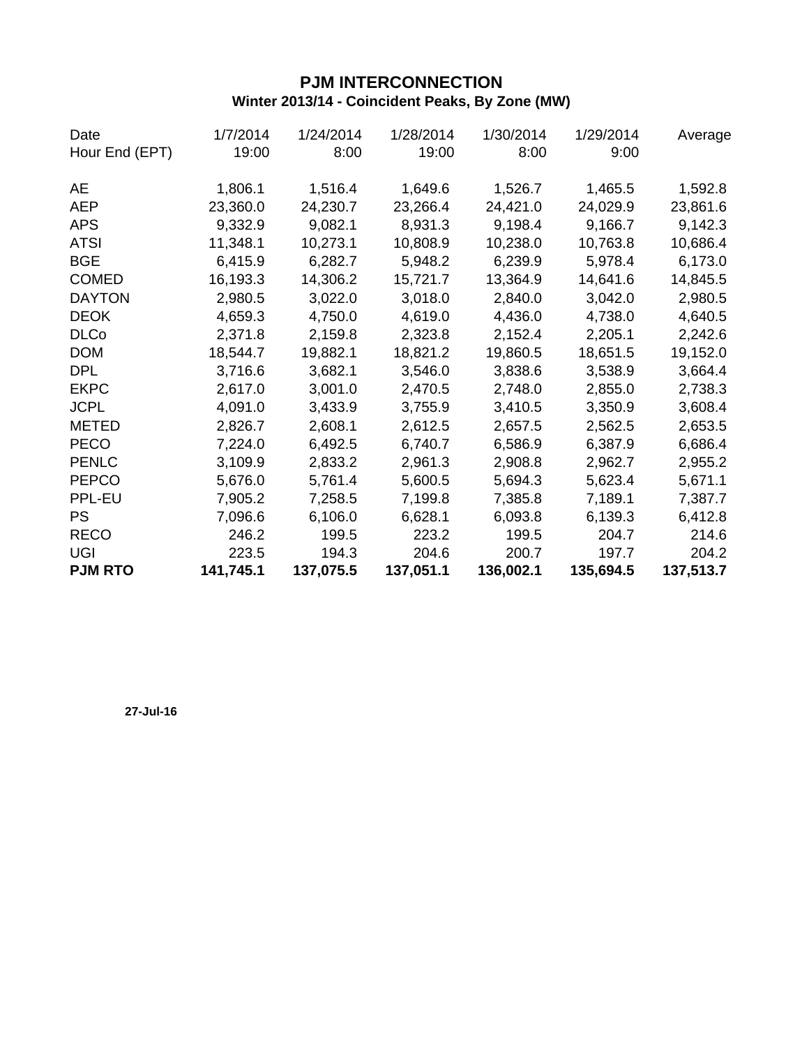# PJM INTERCONNECTION

## Winter 2013/14 - Coincident Peaks, By Zone (MW)

| Date | 1/7/2014 | 1/24/2014 | 1/28/2014 | 1/30/2014 | 1/29/2014 | Average |
|---|---|---|---|---|---|---|
| Hour End (EPT) | 19:00 | 8:00 | 19:00 | 8:00 | 9:00 | |
| AE | 1,806.1 | 1,516.4 | 1,649.6 | 1,526.7 | 1,465.5 | 1,592.8 |
| AEP | 23,360.0 | 24,230.7 | 23,266.4 | 24,421.0 | 24,029.9 | 23,861.6 |
| APS | 9,332.9 | 9,082.1 | 8,931.3 | 9,198.4 | 9,166.7 | 9,142.3 |
| ATSI | 11,348.1 | 10,273.1 | 10,808.9 | 10,238.0 | 10,763.8 | 10,686.4 |
| BGE | 6,415.9 | 6,282.7 | 5,948.2 | 6,239.9 | 5,978.4 | 6,173.0 |
| COMED | 16,193.3 | 14,306.2 | 15,721.7 | 13,364.9 | 14,641.6 | 14,845.5 |
| DAYTON | 2,980.5 | 3,022.0 | 3,018.0 | 2,840.0 | 3,042.0 | 2,980.5 |
| DEOK | 4,659.3 | 4,750.0 | 4,619.0 | 4,436.0 | 4,738.0 | 4,640.5 |
| DLCo | 2,371.8 | 2,159.8 | 2,323.8 | 2,152.4 | 2,205.1 | 2,242.6 |
| DOM | 18,544.7 | 19,882.1 | 18,821.2 | 19,860.5 | 18,651.5 | 19,152.0 |
| DPL | 3,716.6 | 3,682.1 | 3,546.0 | 3,838.6 | 3,538.9 | 3,664.4 |
| EKPC | 2,617.0 | 3,001.0 | 2,470.5 | 2,748.0 | 2,855.0 | 2,738.3 |
| JCPL | 4,091.0 | 3,433.9 | 3,755.9 | 3,410.5 | 3,350.9 | 3,608.4 |
| METED | 2,826.7 | 2,608.1 | 2,612.5 | 2,657.5 | 2,562.5 | 2,653.5 |
| PECO | 7,224.0 | 6,492.5 | 6,740.7 | 6,586.9 | 6,387.9 | 6,686.4 |
| PENLC | 3,109.9 | 2,833.2 | 2,961.3 | 2,908.8 | 2,962.7 | 2,955.2 |
| PEPCO | 5,676.0 | 5,761.4 | 5,600.5 | 5,694.3 | 5,623.4 | 5,671.1 |
| PPL-EU | 7,905.2 | 7,258.5 | 7,199.8 | 7,385.8 | 7,189.1 | 7,387.7 |
| PS | 7,096.6 | 6,106.0 | 6,628.1 | 6,093.8 | 6,139.3 | 6,412.8 |
| RECO | 246.2 | 199.5 | 223.2 | 199.5 | 204.7 | 214.6 |
| UGI | 223.5 | 194.3 | 204.6 | 200.7 | 197.7 | 204.2 |
| **PJM RTO** | **141,745.1** | **137,075.5** | **137,051.1** | **136,002.1** | **135,694.5** | **137,513.7** |

**27-Jul-16**